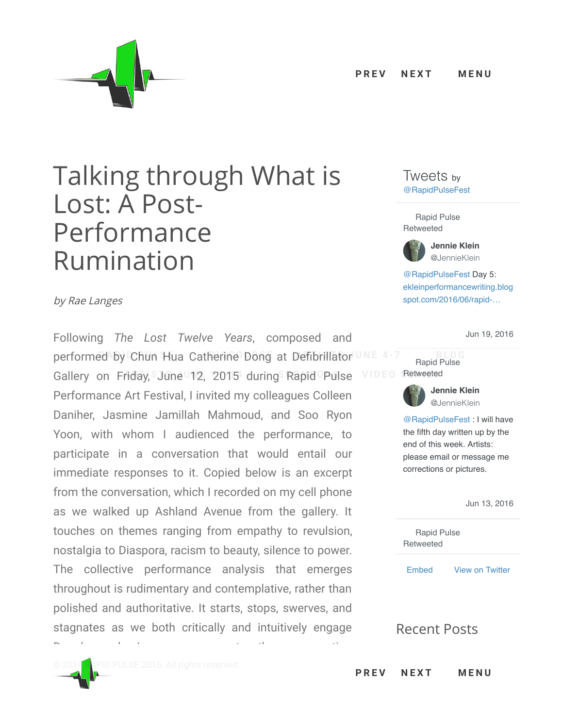# Talking through What is Lost: A Post-Performance Rumination

*by Rae Langes*

Following *The Lost Twelve Years*, composed and performed by Chun Hua Catherine Dong at Defibrillator Gallery on Friday, June 12, 2015 during Rapid Pulse Performance Art Festival, I invited my colleagues Colleen Daniher, Jasmine Jamillah Mahmoud, and Soo Ryon Yoon, with whom I audienced the performance, to participate in a conversation that would entail our immediate responses to it. Copied below is an excerpt from the conversation, which I recorded on my cell phone as we walked up Ashland Avenue from the gallery. It touches on themes ranging from empathy to revulsion, nostalgia to Diaspora, racism to beauty, silence to power. The collective performance analysis that emerges throughout is rudimentary and contemplative, rather than polished and authoritative. It starts, stops, swerves, and stagnates as we both critically and intuitively engage

Tweets by @RapidPulseFest

Rapid Pulse Retweeted

**Jennie Klein** @JennieKlein

@RapidPulseFest Day 5: ekleinperformancewriting.blogspot.com/2016/06/rapid-…

Jun 19, 2016

Rapid Pulse Retweeted

**Jennie Klein** @JennieKlein

@RapidPulseFest : I will have the fifth day written up by the end of this week. Artists: please email or message me corrections or pictures.

Jun 13, 2016

Rapid Pulse Retweeted

Embed View on Twitter

Recent Posts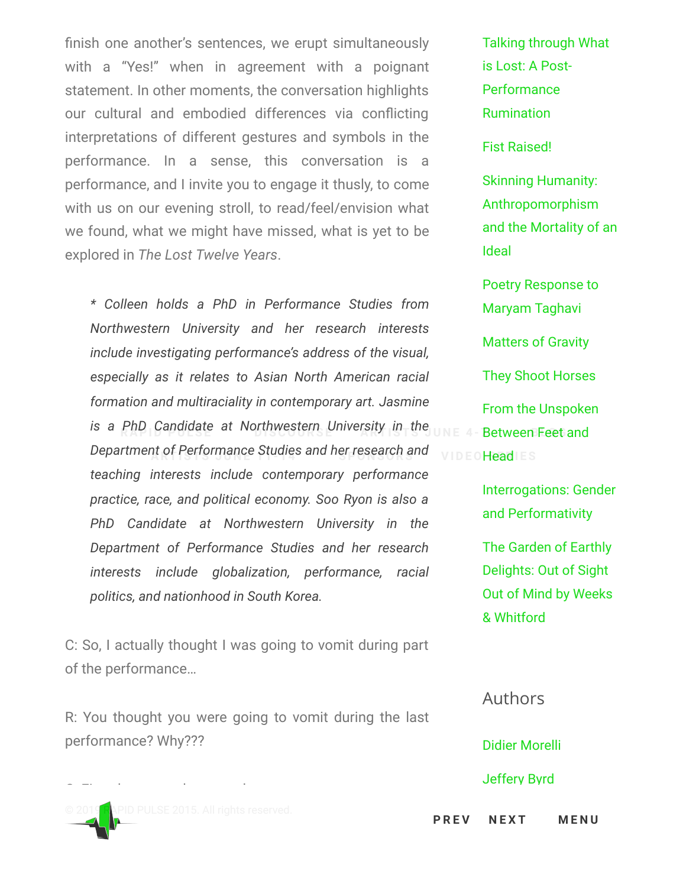finish one another's sentences, we erupt simultaneously with a "Yes!" when in agreement with a poignant statement. In other moments, the conversation highlights our cultural and embodied differences via conflicting interpretations of different gestures and symbols in the performance. In a sense, this conversation is a performance, and I invite you to engage it thusly, to come with us on our evening stroll, to read/feel/envision what we found, what we might have missed, what is yet to be explored in *The Lost Twelve Years*.

> *\* Colleen holds a PhD in Performance Studies from Northwestern University and her research interests include investigating performance's address of the visual, especially as it relates to Asian North American racial formation and multiraciality in contemporary art. Jasmine is a PhD Candidate at Northwestern University in the Department of Performance Studies and her research and teaching interests include contemporary performance practice, race, and political economy. Soo Ryon is also a PhD Candidate at Northwestern University in the Department of Performance Studies and her research interests include globalization, performance, racial politics, and nationhood in South Korea.*

C: So, I actually thought I was going to vomit during part of the performance…

R: You thought you were going to vomit during the last performance? Why???

Talking through What is Lost: A Post-Performance Rumination

Fist Raised!

Skinning Humanity: Anthropomorphism and the Mortality of an Ideal

Poetry Response to Maryam Taghavi

Matters of Gravity

They Shoot Horses

From the Unspoken Between Feet and Head

Interrogations: Gender and Performativity

The Garden of Earthly Delights: Out of Sight Out of Mind by Weeks & Whitford

## Authors

Didier Morelli

Jeffery Byrd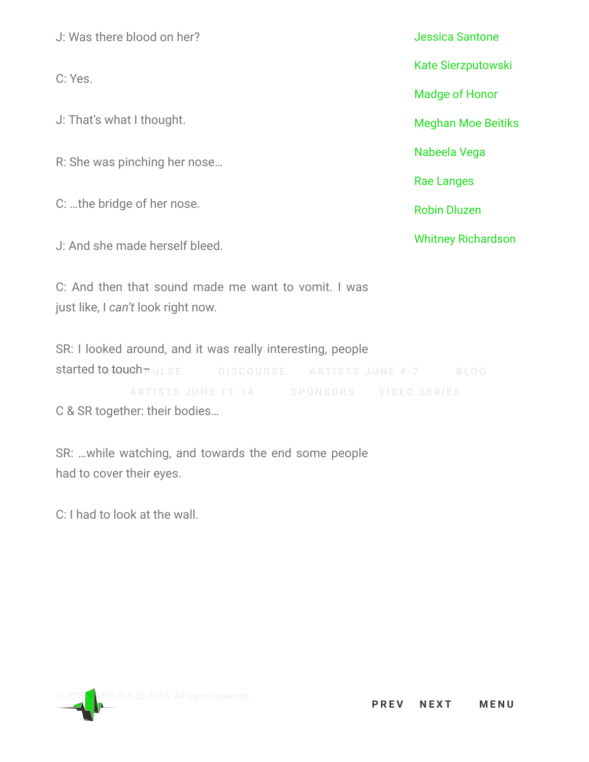J: Was there blood on her?

C: Yes.

J: That's what I thought.

R: She was pinching her nose…

C: …the bridge of her nose.

J: And she made herself bleed.

C: And then that sound made me want to vomit. I was just like, I *can't* look right now.

SR: I looked around, and it was really interesting, people started to touch—

C & SR together: their bodies…

SR: …while watching, and towards the end some people had to cover their eyes.

C: I had to look at the wall.

Jessica Santone

Kate Sierzputowski

Madge of Honor

Meghan Moe Beitiks

Nabeela Vega

Rae Langes

Robin Dluzen

Whitney Richardson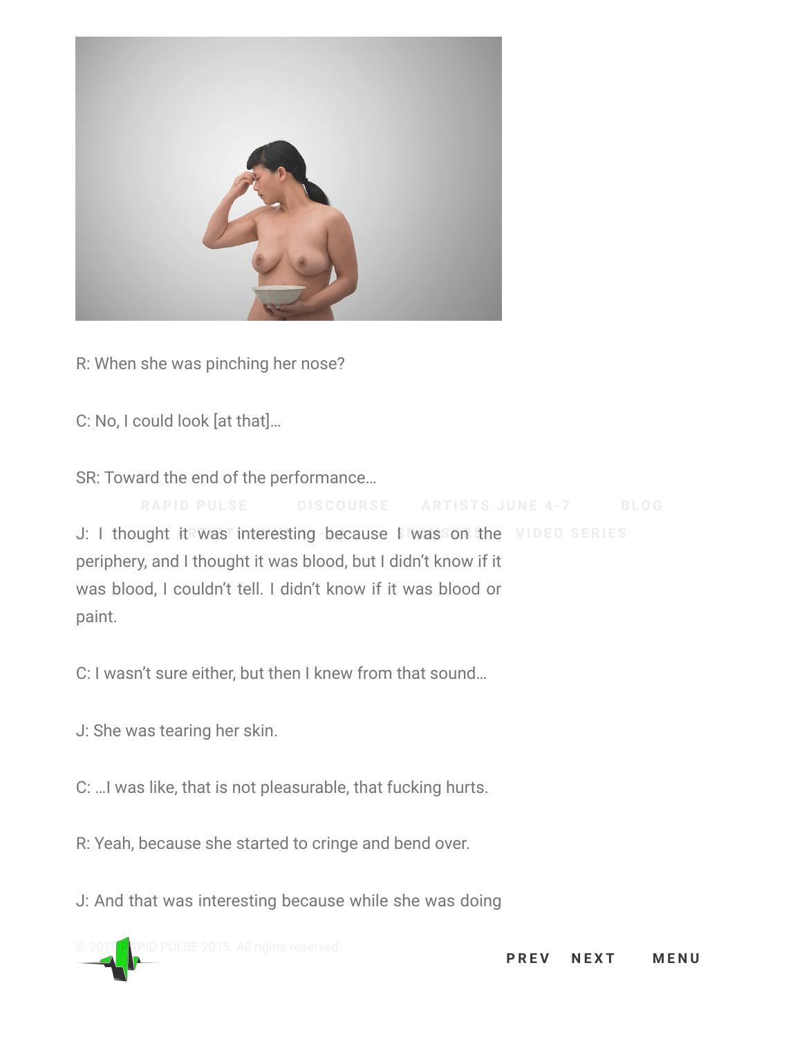R: When she was pinching her nose?

C: No, I could look [at that]…

SR: Toward the end of the performance…

J: I thought it was interesting because I was on the periphery, and I thought it was blood, but I didn't know if it was blood, I couldn't tell. I didn't know if it was blood or paint.

C: I wasn't sure either, but then I knew from that sound…

J: She was tearing her skin.

C: …I was like, that is not pleasurable, that fucking hurts.

R: Yeah, because she started to cringe and bend over.

J: And that was interesting because while she was doing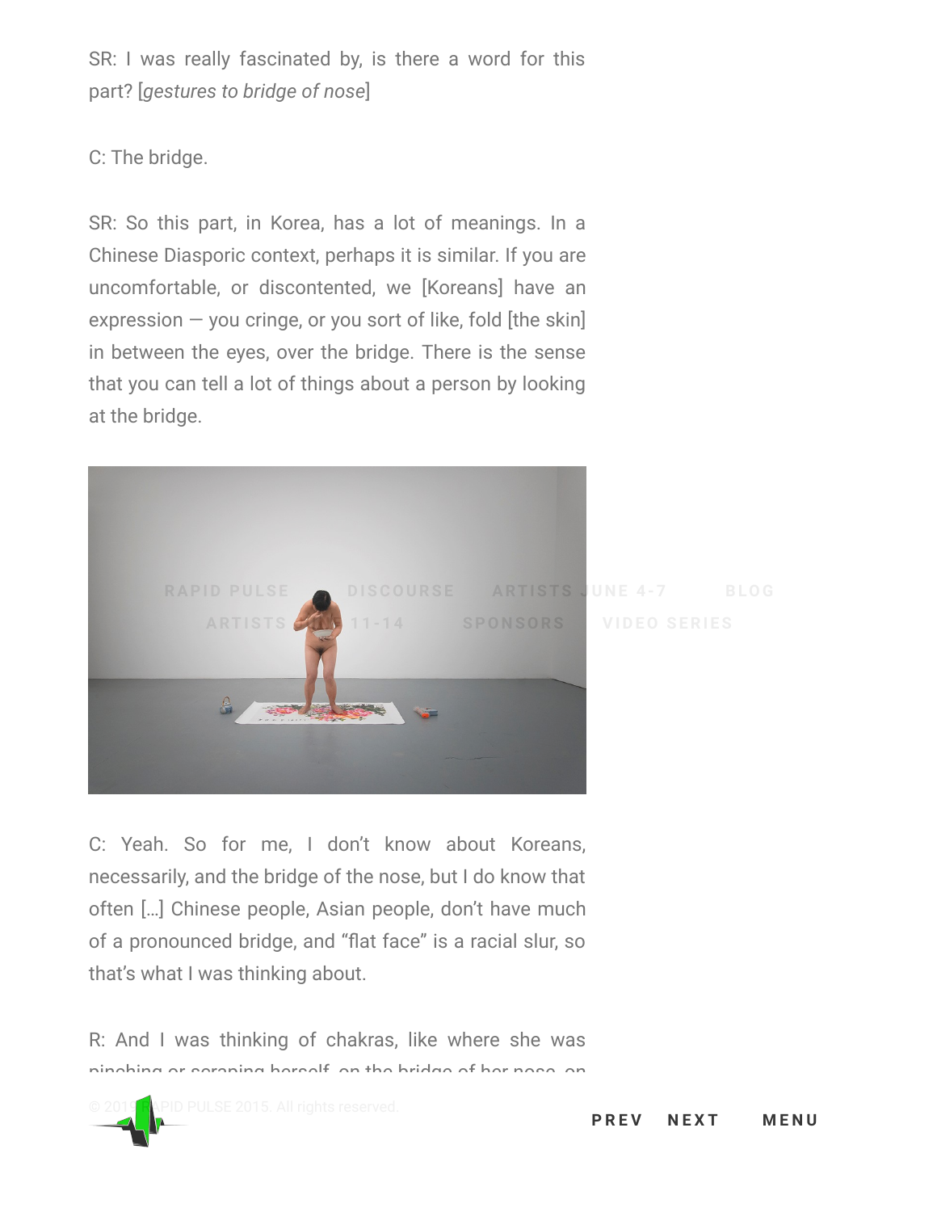SR: I was really fascinated by, is there a word for this part? [*gestures to bridge of nose*]

C: The bridge.

SR: So this part, in Korea, has a lot of meanings. In a Chinese Diasporic context, perhaps it is similar. If you are uncomfortable, or discontented, we [Koreans] have an expression — you cringe, or you sort of like, fold [the skin] in between the eyes, over the bridge. There is the sense that you can tell a lot of things about a person by looking at the bridge.

C: Yeah. So for me, I don't know about Koreans, necessarily, and the bridge of the nose, but I do know that often […] Chinese people, Asian people, don't have much of a pronounced bridge, and "flat face" is a racial slur, so that's what I was thinking about.

R: And I was thinking of chakras, like where she was pinching or scraping herself, on the bridge of her nose, on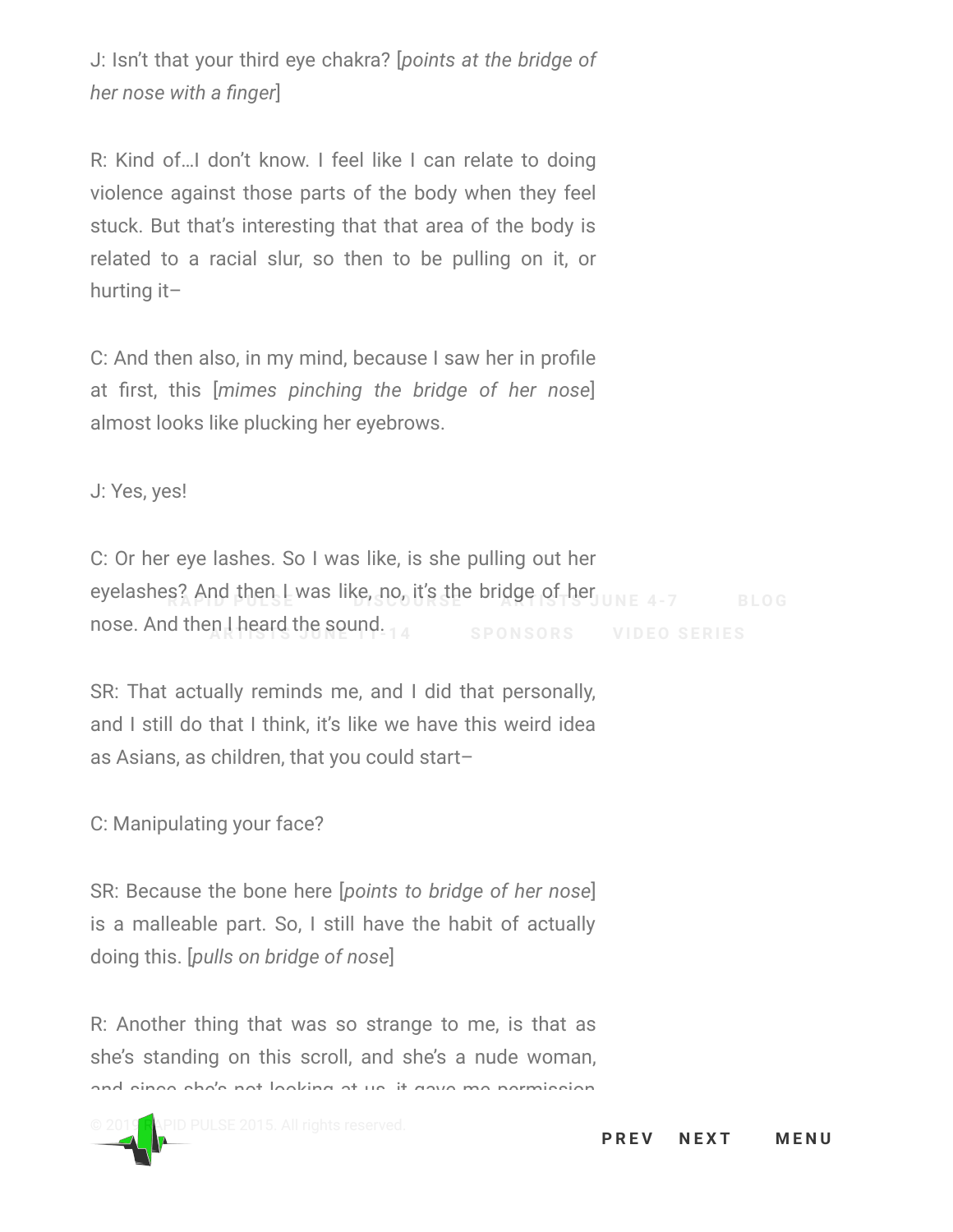J: Isn't that your third eye chakra? [*points at the bridge of her nose with a finger*]

R: Kind of…I don't know. I feel like I can relate to doing violence against those parts of the body when they feel stuck. But that's interesting that that area of the body is related to a racial slur, so then to be pulling on it, or hurting it–

C: And then also, in my mind, because I saw her in profile at first, this [*mimes pinching the bridge of her nose*] almost looks like plucking her eyebrows.

J: Yes, yes!

C: Or her eye lashes. So I was like, is she pulling out her eyelashes? And then I was like, no, it's the bridge of her nose. And then I heard the sound.

SR: That actually reminds me, and I did that personally, and I still do that I think, it's like we have this weird idea as Asians, as children, that you could start–

C: Manipulating your face?

SR: Because the bone here [*points to bridge of her nose*] is a malleable part. So, I still have the habit of actually doing this. [*pulls on bridge of nose*]

R: Another thing that was so strange to me, is that as she's standing on this scroll, and she's a nude woman, and since she's not looking at us, it gave me permission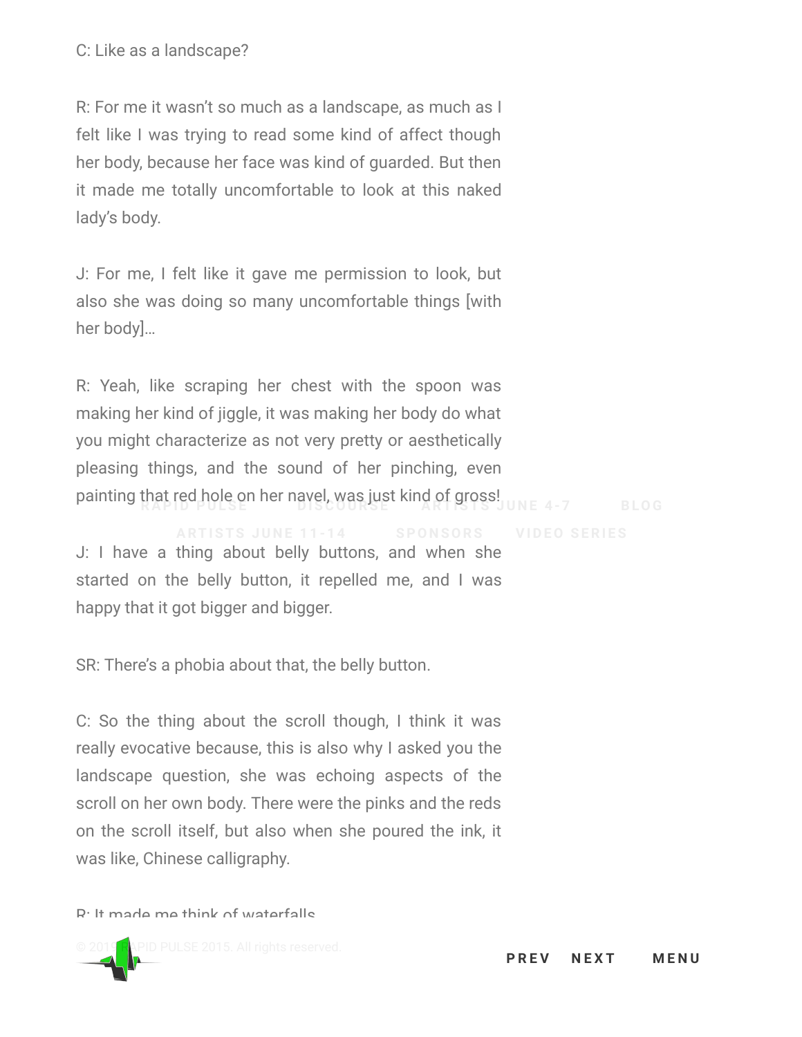C: Like as a landscape?

R: For me it wasn't so much as a landscape, as much as I felt like I was trying to read some kind of affect though her body, because her face was kind of guarded. But then it made me totally uncomfortable to look at this naked lady's body.

J: For me, I felt like it gave me permission to look, but also she was doing so many uncomfortable things [with her body]…

R: Yeah, like scraping her chest with the spoon was making her kind of jiggle, it was making her body do what you might characterize as not very pretty or aesthetically pleasing things, and the sound of her pinching, even painting that red hole on her navel, was just kind of gross!

J: I have a thing about belly buttons, and when she started on the belly button, it repelled me, and I was happy that it got bigger and bigger.

SR: There's a phobia about that, the belly button.

C: So the thing about the scroll though, I think it was really evocative because, this is also why I asked you the landscape question, she was echoing aspects of the scroll on her own body. There were the pinks and the reds on the scroll itself, but also when she poured the ink, it was like, Chinese calligraphy.

R: It made me think of waterfalls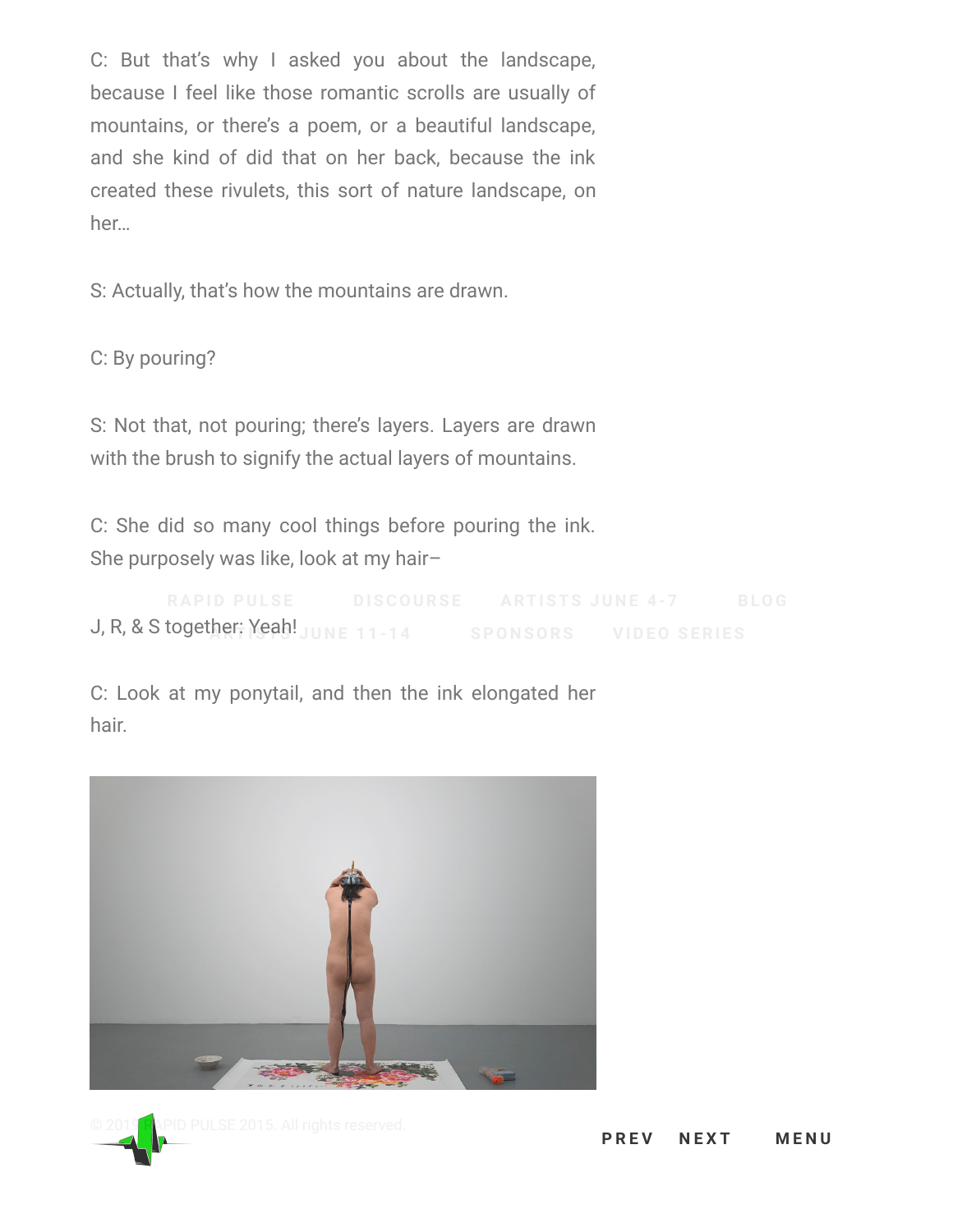C: But that's why I asked you about the landscape, because I feel like those romantic scrolls are usually of mountains, or there's a poem, or a beautiful landscape, and she kind of did that on her back, because the ink created these rivulets, this sort of nature landscape, on her…

S: Actually, that's how the mountains are drawn.

C: By pouring?

S: Not that, not pouring; there's layers. Layers are drawn with the brush to signify the actual layers of mountains.

C: She did so many cool things before pouring the ink. She purposely was like, look at my hair–

J, R, & S together: Yeah!

C: Look at my ponytail, and then the ink elongated her hair.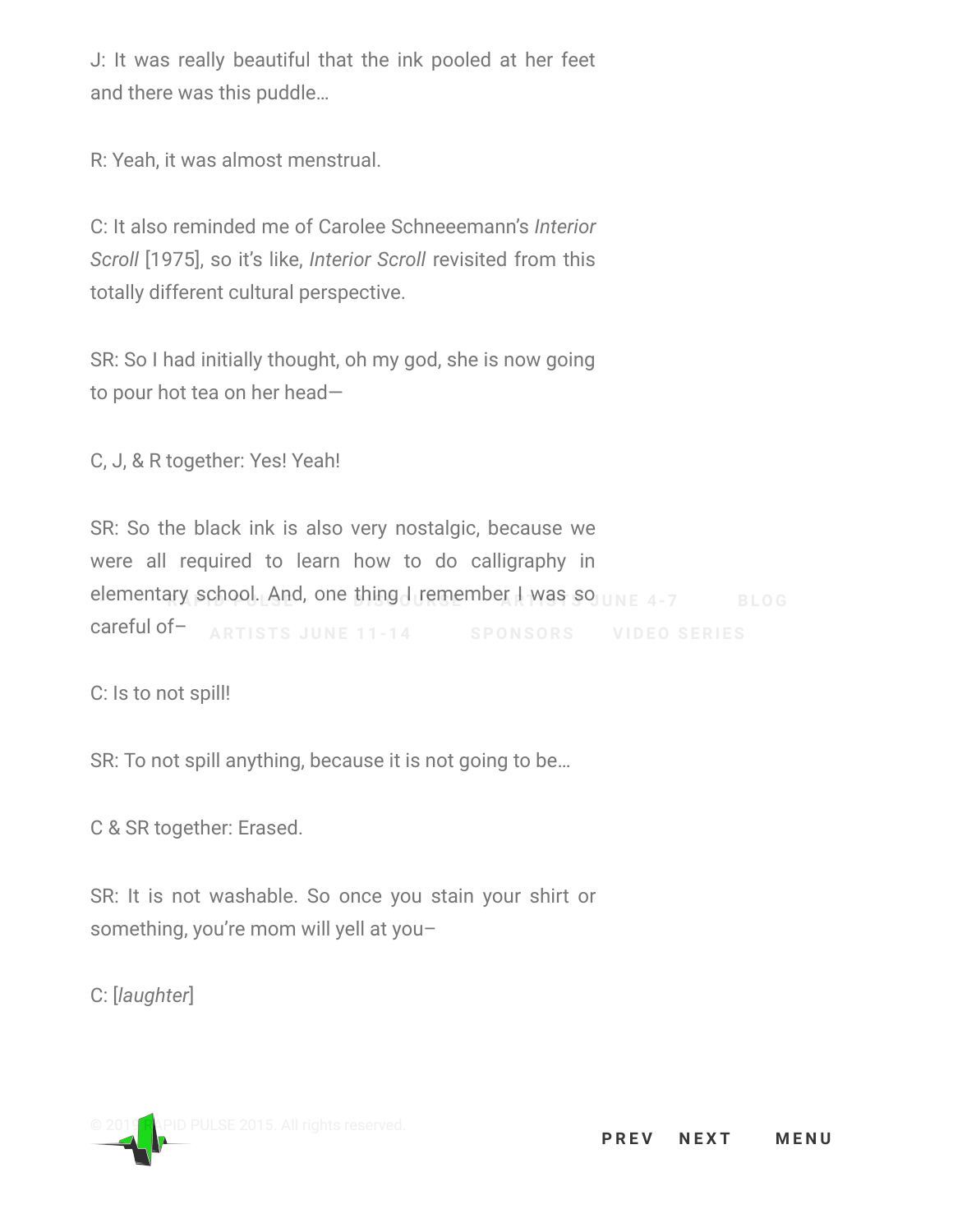J: It was really beautiful that the ink pooled at her feet and there was this puddle…

R: Yeah, it was almost menstrual.

C: It also reminded me of Carolee Schneeemann's *Interior Scroll* [1975], so it's like, *Interior Scroll* revisited from this totally different cultural perspective.

SR: So I had initially thought, oh my god, she is now going to pour hot tea on her head—

C, J, & R together: Yes! Yeah!

SR: So the black ink is also very nostalgic, because we were all required to learn how to do calligraphy in elementary school. And, one thing I remember I was so careful of–

C: Is to not spill!

SR: To not spill anything, because it is not going to be…

C & SR together: Erased.

SR: It is not washable. So once you stain your shirt or something, you're mom will yell at you–

C: [*laughter*]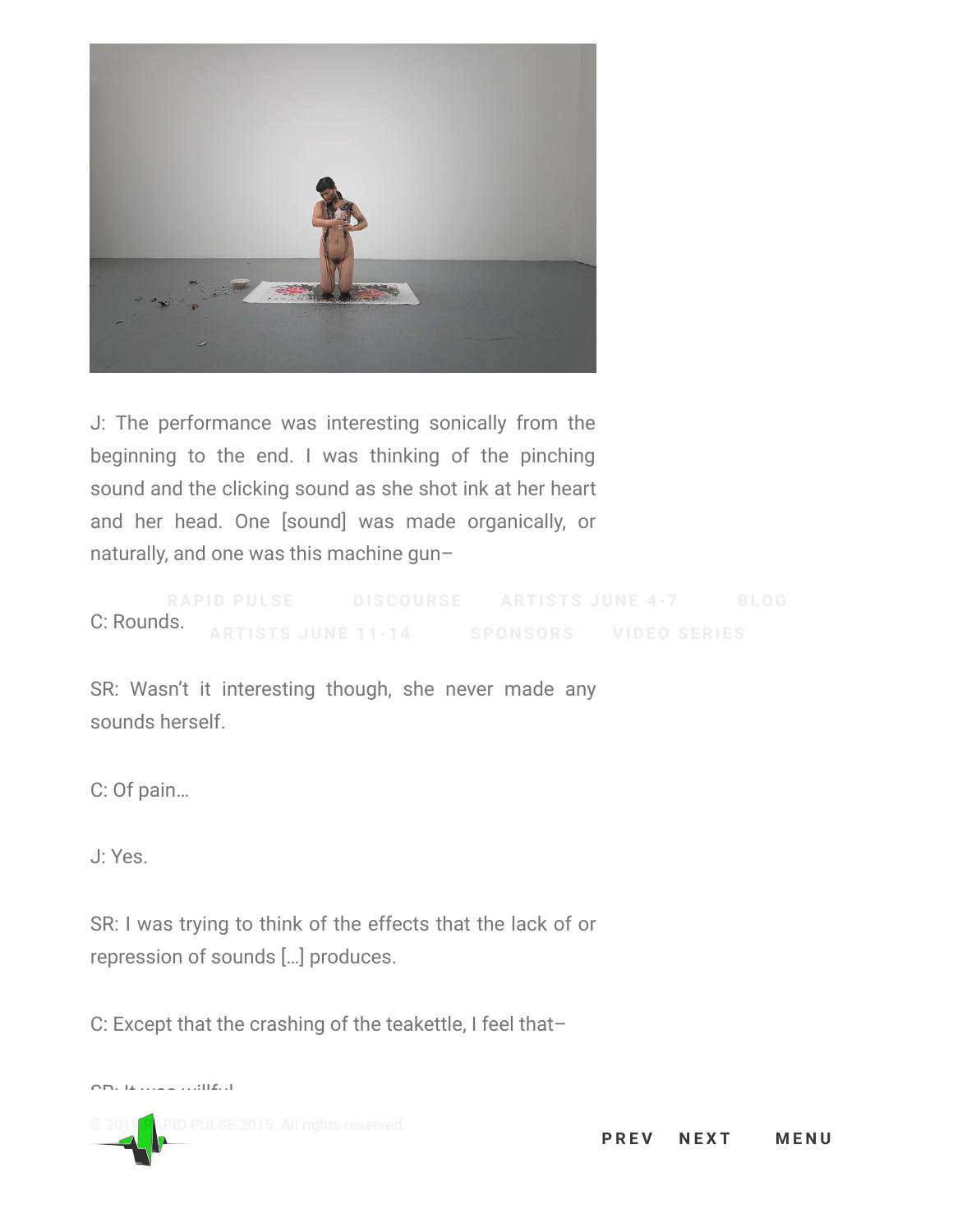J: The performance was interesting sonically from the beginning to the end. I was thinking of the pinching sound and the clicking sound as she shot ink at her heart and her head. One [sound] was made organically, or naturally, and one was this machine gun–

C: Rounds.

SR: Wasn't it interesting though, she never made any sounds herself.

C: Of pain…

J: Yes.

SR: I was trying to think of the effects that the lack of or repression of sounds […] produces.

C: Except that the crashing of the teakettle, I feel that–

SR: It was willful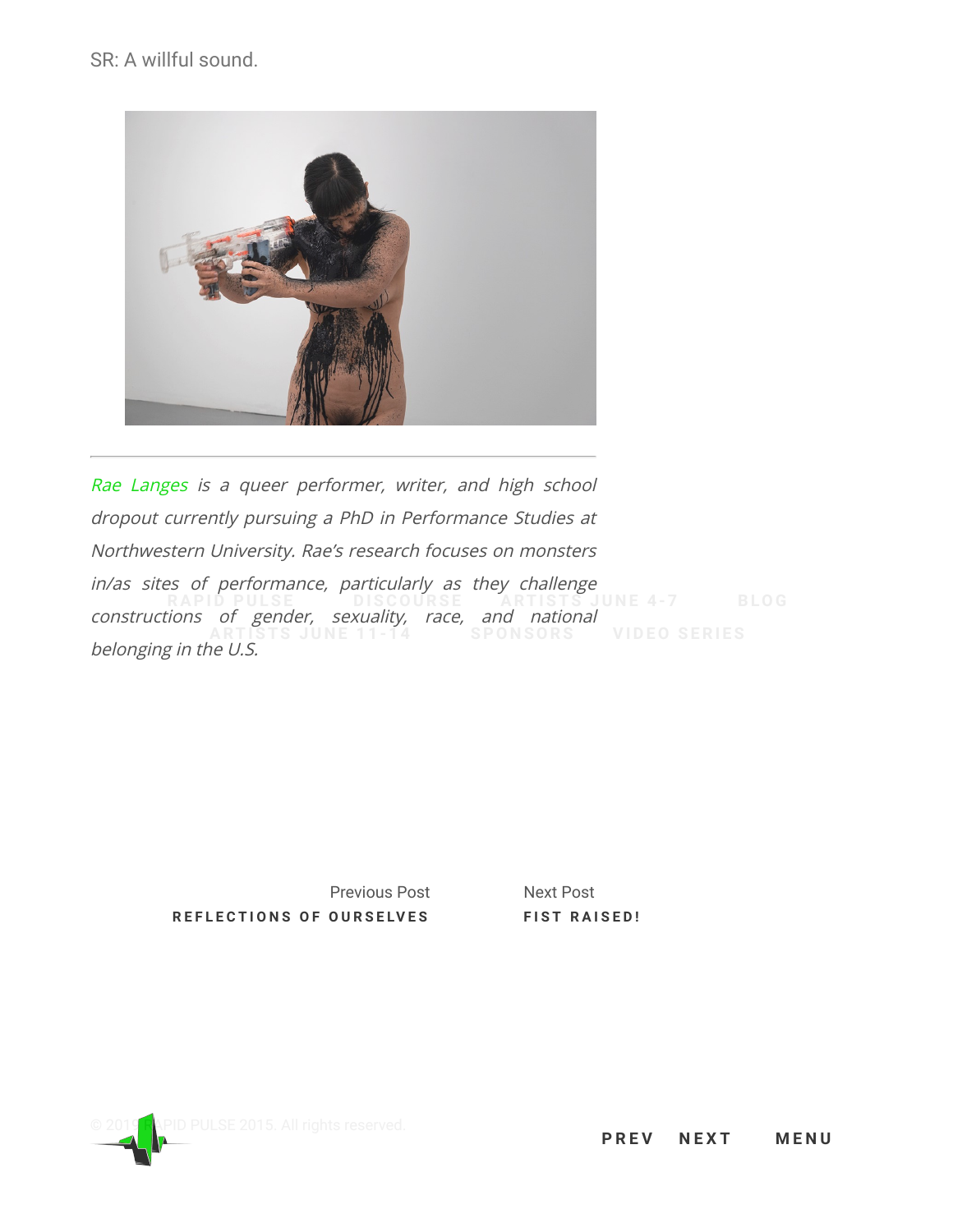SR: A willful sound.

---

*Rae Langes is a queer performer, writer, and high school dropout currently pursuing a PhD in Performance Studies at Northwestern University. Rae's research focuses on monsters in/as sites of performance, particularly as they challenge constructions of gender, sexuality, race, and national belonging in the U.S.*

Previous Post
**REFLECTIONS OF OURSELVES**

Next Post
**FIST RAISED!**